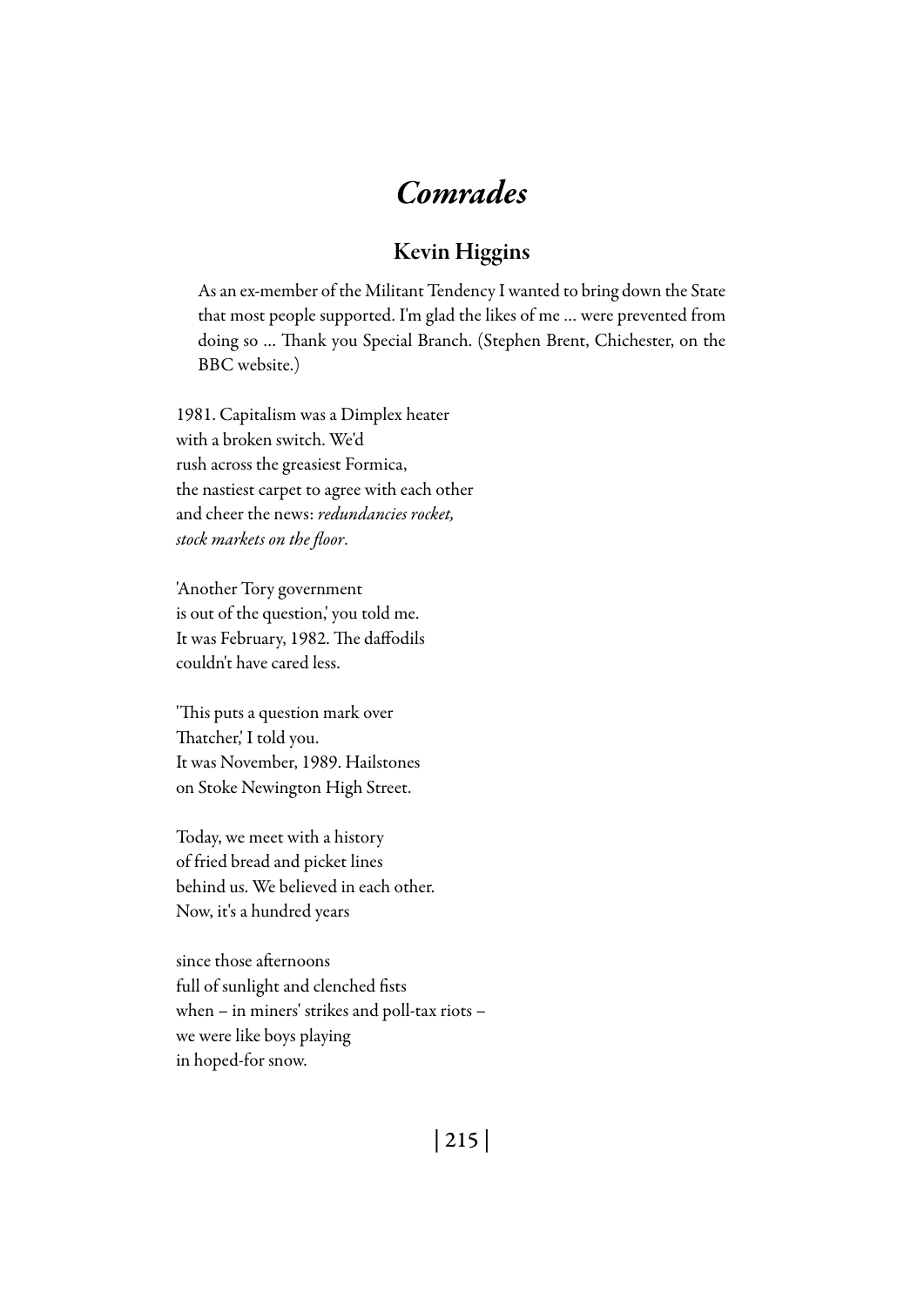# *Comrades*

## Kevin Higgins

> As an ex-member of the Militant Tendency I wanted to bring down the State that most people supported. I'm glad the likes of me ... were prevented from doing so ... Thank you Special Branch. (Stephen Brent, Chichester, on the BBC website.)

1981. Capitalism was a Dimplex heater  
with a broken switch. We'd  
rush across the greasiest Formica,  
the nastiest carpet to agree with each other  
and cheer the news: *redundancies rocket,*  
*stock markets on the floor*.

'Another Tory government  
is out of the question,' you told me.  
It was February, 1982. The daffodils  
couldn't have cared less.

'This puts a question mark over  
Thatcher,' I told you.  
It was November, 1989. Hailstones  
on Stoke Newington High Street.

Today, we meet with a history  
of fried bread and picket lines  
behind us. We believed in each other.  
Now, it's a hundred years

since those afternoons  
full of sunlight and clenched fists  
when – in miners' strikes and poll-tax riots –  
we were like boys playing  
in hoped-for snow.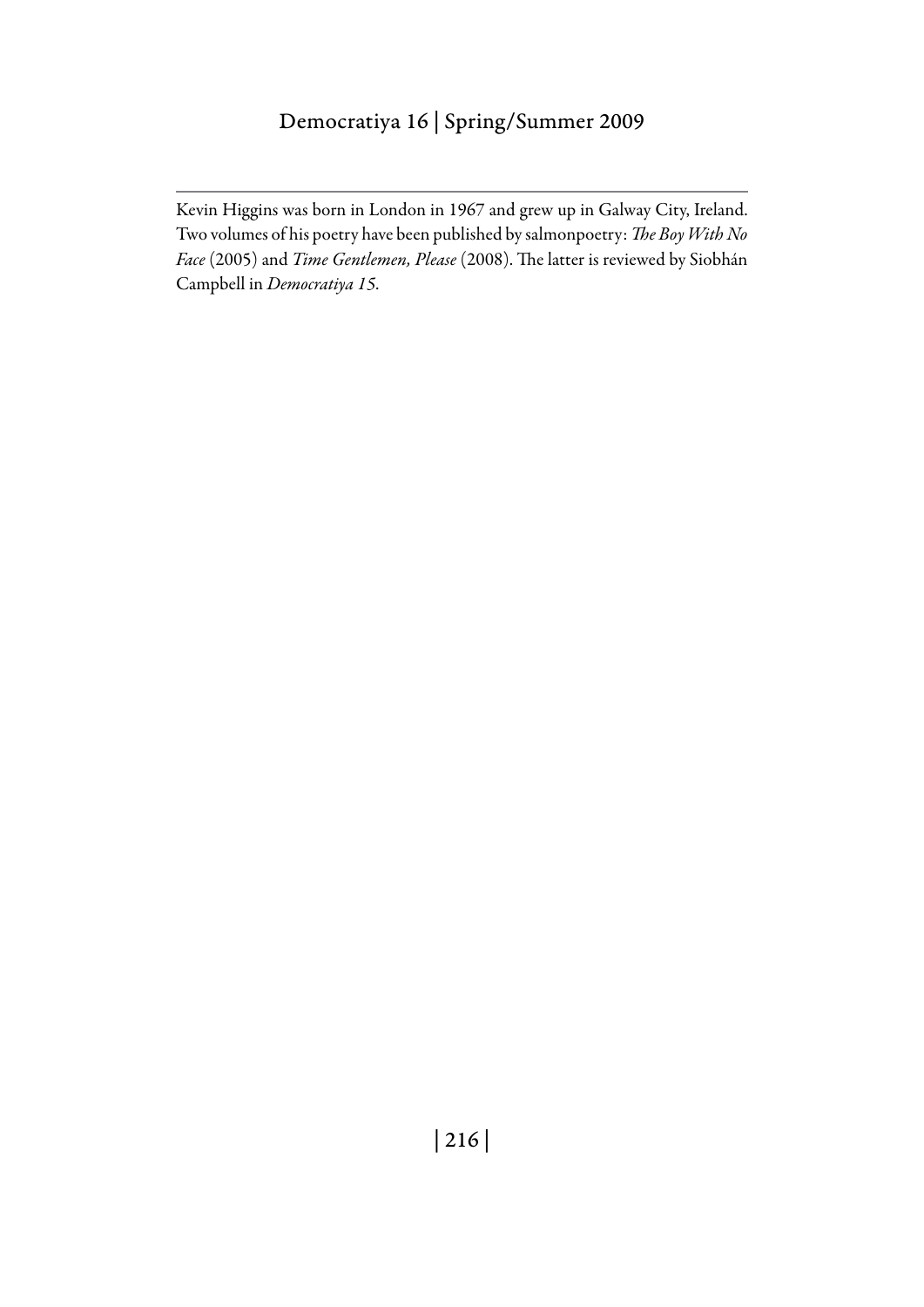Kevin Higgins was born in London in 1967 and grew up in Galway City, Ireland. Two volumes of his poetry have been published by salmonpoetry: *The Boy With No Face* (2005) and *Time Gentlemen, Please* (2008). The latter is reviewed by Siobhán Campbell in *Democratiya 15*.